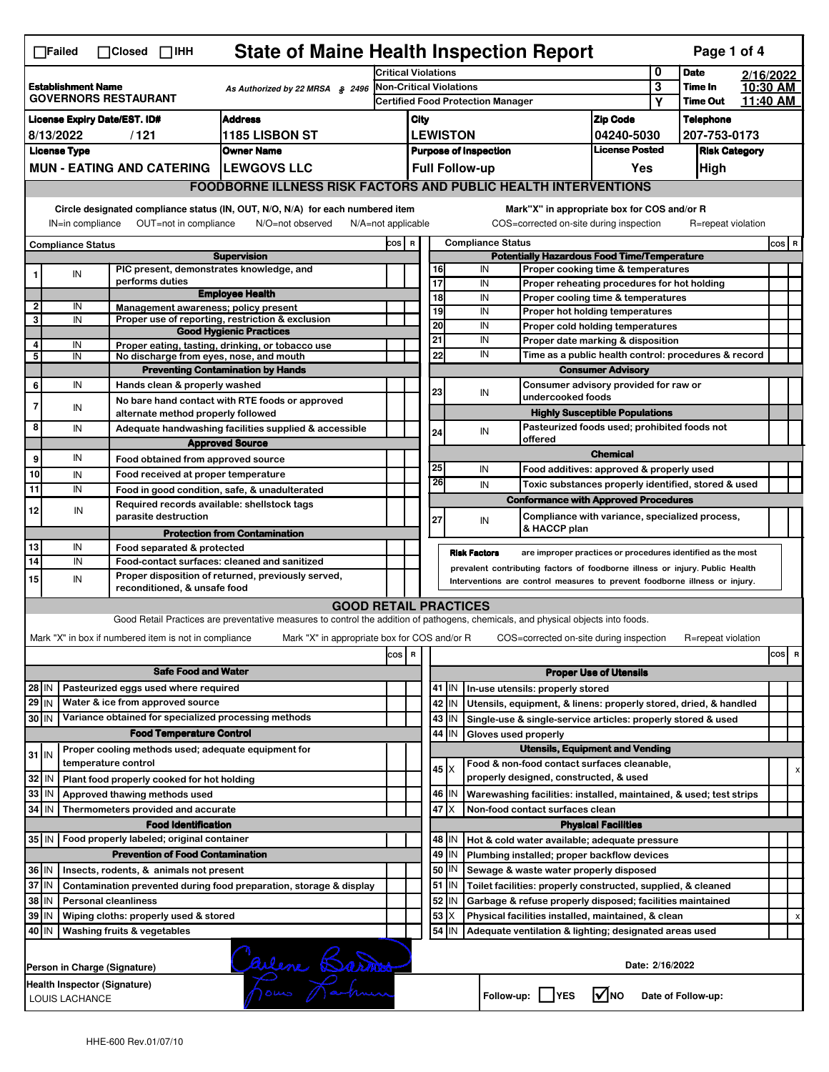☐Failed ☐Closed ☐IHH

# State of Maine Health Inspection Report

| | | | |
|---|---|---|---|
| **Establishment Name** GOVERNORS RESTAURANT | As Authorized by 22 MRSA § 2496 | Critical Violations: 0 | **Date** 2/16/2022 |
| | | Non-Critical Violations: 3 | **Time In** 10:30 AM |
| | | Certified Food Protection Manager: Y | **Time Out** 11:40 AM |

| License Expiry Date/EST. ID# | Address | City | Zip Code | Telephone |
|---|---|---|---|---|
| 8/13/2022 / 121 | 1185 LISBON ST | LEWISTON | 04240-5030 | 207-753-0173 |

| License Type | Owner Name | Purpose of Inspection | License Posted | Risk Category |
|---|---|---|---|---|
| MUN - EATING AND CATERING | LEWGOVS LLC | Full Follow-up | Yes | High |

## FOODBORNE ILLNESS RISK FACTORS AND PUBLIC HEALTH INTERVENTIONS

Circle designated compliance status (IN, OUT, N/O, N/A) for each numbered item. IN=in compliance OUT=not in compliance N/O=not observed N/A=not applicable

Mark "X" in appropriate box for COS and/or R. COS=corrected on-site during inspection R=repeat violation

| # | Compliance Status | Item | COS | R |
|---|---|---|---|---|
| | | **Supervision** | | |
| 1 | IN | PIC present, demonstrates knowledge, and performs duties | | |
| | | **Employee Health** | | |
| 2 | IN | Management awareness; policy present | | |
| 3 | IN | Proper use of reporting, restriction & exclusion | | |
| | | **Good Hygienic Practices** | | |
| 4 | IN | Proper eating, tasting, drinking, or tobacco use | | |
| 5 | IN | No discharge from eyes, nose, and mouth | | |
| | | **Preventing Contamination by Hands** | | |
| 6 | IN | Hands clean & properly washed | | |
| 7 | IN | No bare hand contact with RTE foods or approved alternate method properly followed | | |
| 8 | IN | Adequate handwashing facilities supplied & accessible | | |
| | | **Approved Source** | | |
| 9 | IN | Food obtained from approved source | | |
| 10 | IN | Food received at proper temperature | | |
| 11 | IN | Food in good condition, safe, & unadulterated | | |
| 12 | IN | Required records available: shellstock tags parasite destruction | | |
| | | **Protection from Contamination** | | |
| 13 | IN | Food separated & protected | | |
| 14 | IN | Food-contact surfaces: cleaned and sanitized | | |
| 15 | IN | Proper disposition of returned, previously served, reconditioned, & unsafe food | | |
| | | **Potentially Hazardous Food Time/Temperature** | | |
| 16 | IN | Proper cooking time & temperatures | | |
| 17 | IN | Proper reheating procedures for hot holding | | |
| 18 | IN | Proper cooling time & temperatures | | |
| 19 | IN | Proper hot holding temperatures | | |
| 20 | IN | Proper cold holding temperatures | | |
| 21 | IN | Proper date marking & disposition | | |
| 22 | IN | Time as a public health control: procedures & record | | |
| | | **Consumer Advisory** | | |
| 23 | IN | Consumer advisory provided for raw or undercooked foods | | |
| | | **Highly Susceptible Populations** | | |
| 24 | IN | Pasteurized foods used; prohibited foods not offered | | |
| | | **Chemical** | | |
| 25 | IN | Food additives: approved & properly used | | |
| 26 | IN | Toxic substances properly identified, stored & used | | |
| | | **Conformance with Approved Procedures** | | |
| 27 | IN | Compliance with variance, specialized process, & HACCP plan | | |

**Risk Factors** are improper practices or procedures identified as the most prevalent contributing factors of foodborne illness or injury. Public Health Interventions are control measures to prevent foodborne illness or injury.

## GOOD RETAIL PRACTICES

Good Retail Practices are preventative measures to control the addition of pathogens, chemicals, and physical objects into foods.

Mark "X" in box if numbered item is not in compliance. Mark "X" in appropriate box for COS and/or R. COS=corrected on-site during inspection R=repeat violation

| # | Status | Item | COS | R |
|---|---|---|---|---|
| | | **Safe Food and Water** | | |
| 28 | IN | Pasteurized eggs used where required | | |
| 29 | IN | Water & ice from approved source | | |
| 30 | IN | Variance obtained for specialized processing methods | | |
| | | **Food Temperature Control** | | |
| 31 | IN | Proper cooling methods used; adequate equipment for temperature control | | |
| 32 | IN | Plant food properly cooked for hot holding | | |
| 33 | IN | Approved thawing methods used | | |
| 34 | IN | Thermometers provided and accurate | | |
| | | **Food Identification** | | |
| 35 | IN | Food properly labeled; original container | | |
| | | **Prevention of Food Contamination** | | |
| 36 | IN | Insects, rodents, & animals not present | | |
| 37 | IN | Contamination prevented during food preparation, storage & display | | |
| 38 | IN | Personal cleanliness | | |
| 39 | IN | Wiping cloths: properly used & stored | | |
| 40 | IN | Washing fruits & vegetables | | |
| | | **Proper Use of Utensils** | | |
| 41 | IN | In-use utensils: properly stored | | |
| 42 | IN | Utensils, equipment, & linens: properly stored, dried, & handled | | |
| 43 | IN | Single-use & single-service articles: properly stored & used | | |
| 44 | IN | Gloves used properly | | |
| | | **Utensils, Equipment and Vending** | | |
| 45 | X | Food & non-food contact surfaces cleanable, properly designed, constructed, & used | | X |
| 46 | IN | Warewashing facilities: installed, maintained, & used; test strips | | |
| 47 | X | Non-food contact surfaces clean | | |
| | | **Physical Facilities** | | |
| 48 | IN | Hot & cold water available; adequate pressure | | |
| 49 | IN | Plumbing installed; proper backflow devices | | |
| 50 | IN | Sewage & waste water properly disposed | | |
| 51 | IN | Toilet facilities: properly constructed, supplied, & cleaned | | |
| 52 | IN | Garbage & refuse properly disposed; facilities maintained | | |
| 53 | X | Physical facilities installed, maintained, & clean | | X |
| 54 | IN | Adequate ventilation & lighting; designated areas used | | |

Person in Charge (Signature): [signature]

Date: 2/16/2022

Health Inspector (Signature): [signature]
LOUIS LACHANCE

Follow-up: ☐ YES ☑ NO Date of Follow-up:

HHE-600 Rev.01/07/10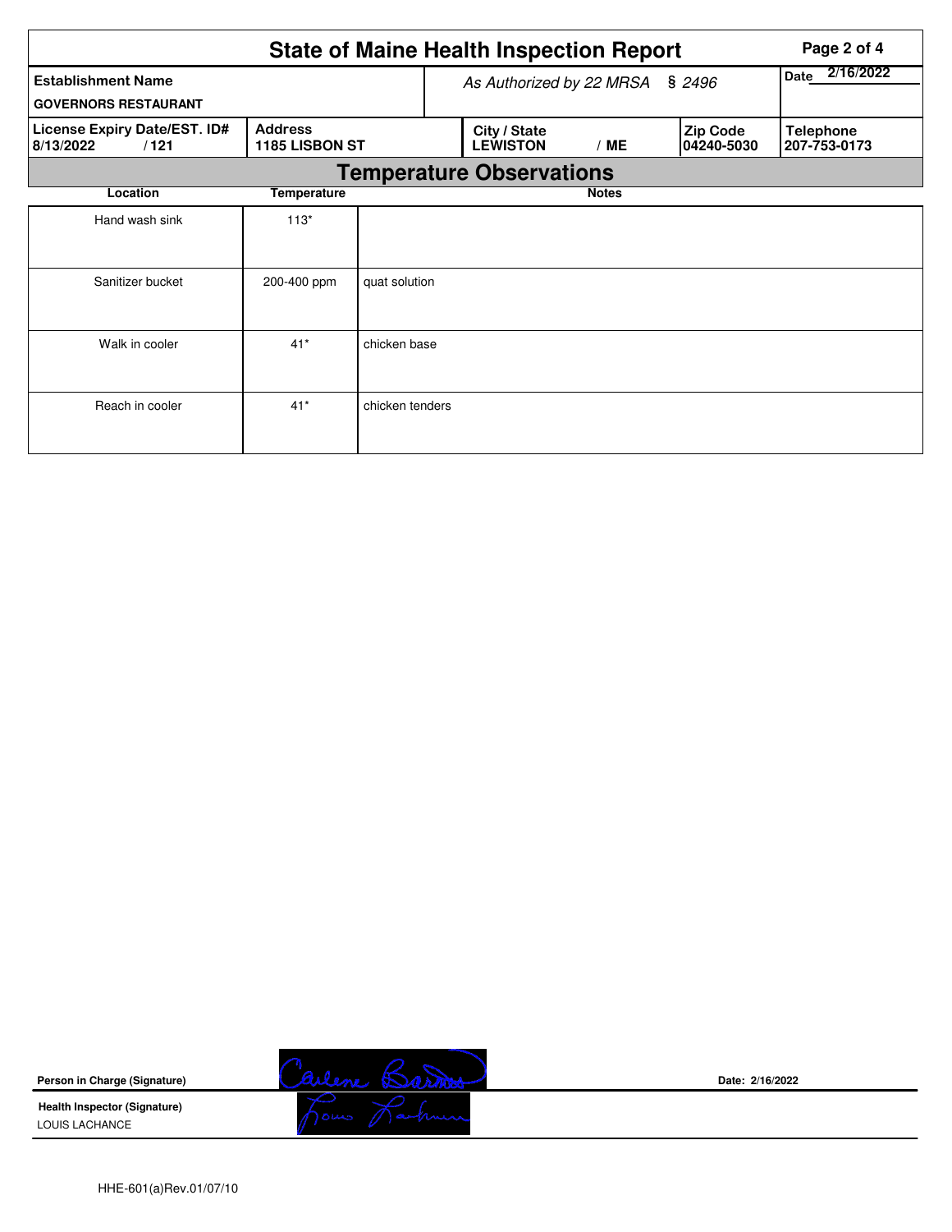# State of Maine Health Inspection Report

| **Establishment Name** | *As Authorized by 22 MRSA § 2496* | | | **Date** 2/16/2022 |
|---|---|---|---|---|
| **GOVERNORS RESTAURANT** | | | | |
| **License Expiry Date/EST. ID#** 8/13/2022 / 121 | **Address** 1185 LISBON ST | **City / State** LEWISTON / ME | **Zip Code** 04240-5030 | **Telephone** 207-753-0173 |

## Temperature Observations

| Location | Temperature | Notes |
|---|---|---|
| Hand wash sink | 113* | |
| Sanitizer bucket | 200-400 ppm | quat solution |
| Walk in cooler | 41* | chicken base |
| Reach in cooler | 41* | chicken tenders |

**Person in Charge (Signature)** Carlene Barnes

**Date:** 2/16/2022

**Health Inspector (Signature)** Louis Lachance

LOUIS LACHANCE

HHE-601(a)Rev.01/07/10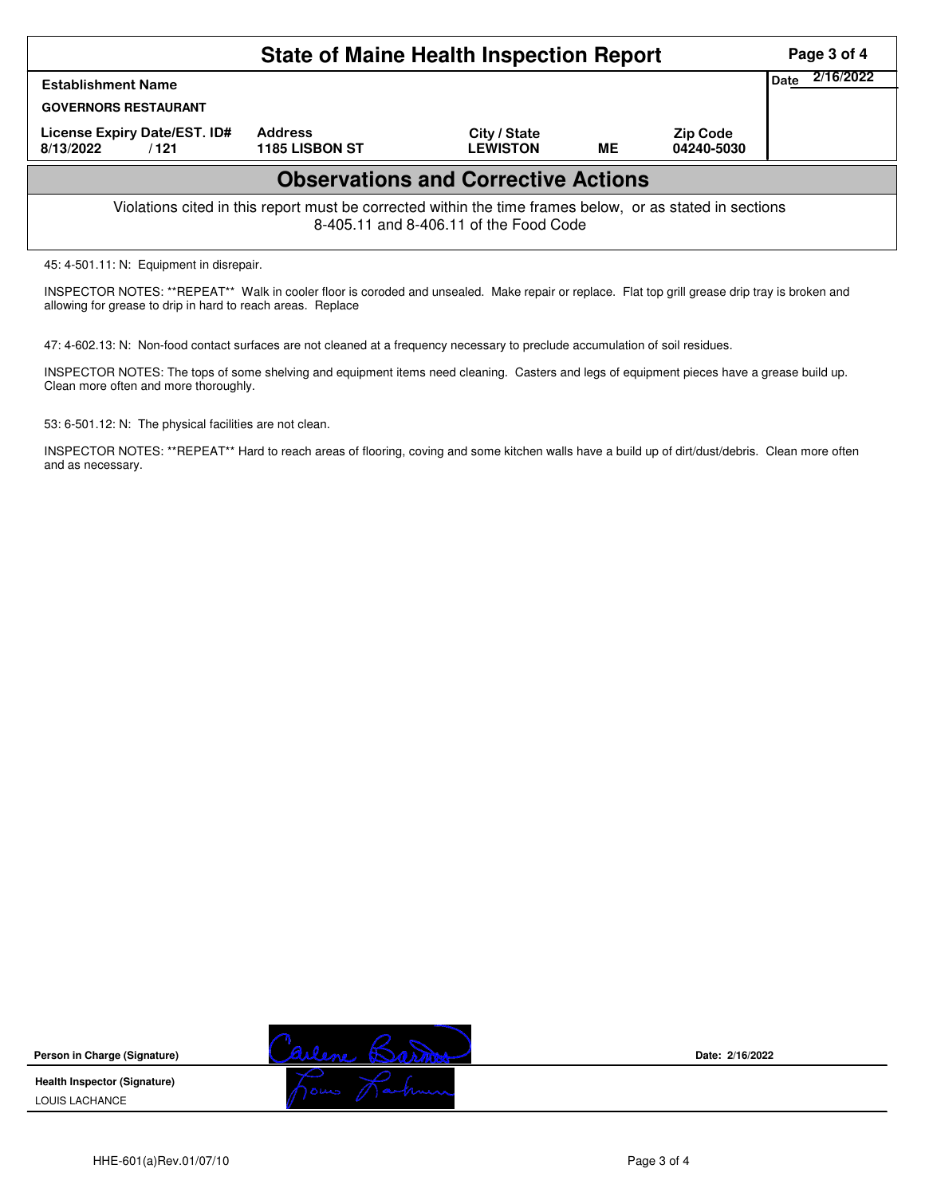# State of Maine Health Inspection Report

| Establishment Name | | | | | Date 2/16/2022 |
|---|---|---|---|---|---|
| GOVERNORS RESTAURANT | | | | | |
| License Expiry Date/EST. ID# | Address | City / State | | Zip Code | |
| 8/13/2022 / 121 | 1185 LISBON ST | LEWISTON | ME | 04240-5030 | |

## Observations and Corrective Actions

Violations cited in this report must be corrected within the time frames below, or as stated in sections 8-405.11 and 8-406.11 of the Food Code

45: 4-501.11: N: Equipment in disrepair.

INSPECTOR NOTES: **REPEAT** Walk in cooler floor is coroded and unsealed. Make repair or replace. Flat top grill grease drip tray is broken and allowing for grease to drip in hard to reach areas. Replace

47: 4-602.13: N: Non-food contact surfaces are not cleaned at a frequency necessary to preclude accumulation of soil residues.

INSPECTOR NOTES: The tops of some shelving and equipment items need cleaning. Casters and legs of equipment pieces have a grease build up. Clean more often and more thoroughly.

53: 6-501.12: N: The physical facilities are not clean.

INSPECTOR NOTES: **REPEAT** Hard to reach areas of flooring, coving and some kitchen walls have a build up of dirt/dust/debris. Clean more often and as necessary.

**Person in Charge (Signature)** Carlene Barnes **Date:** 2/16/2022

**Health Inspector (Signature)** Louis Lachance

LOUIS LACHANCE

HHE-601(a)Rev.01/07/10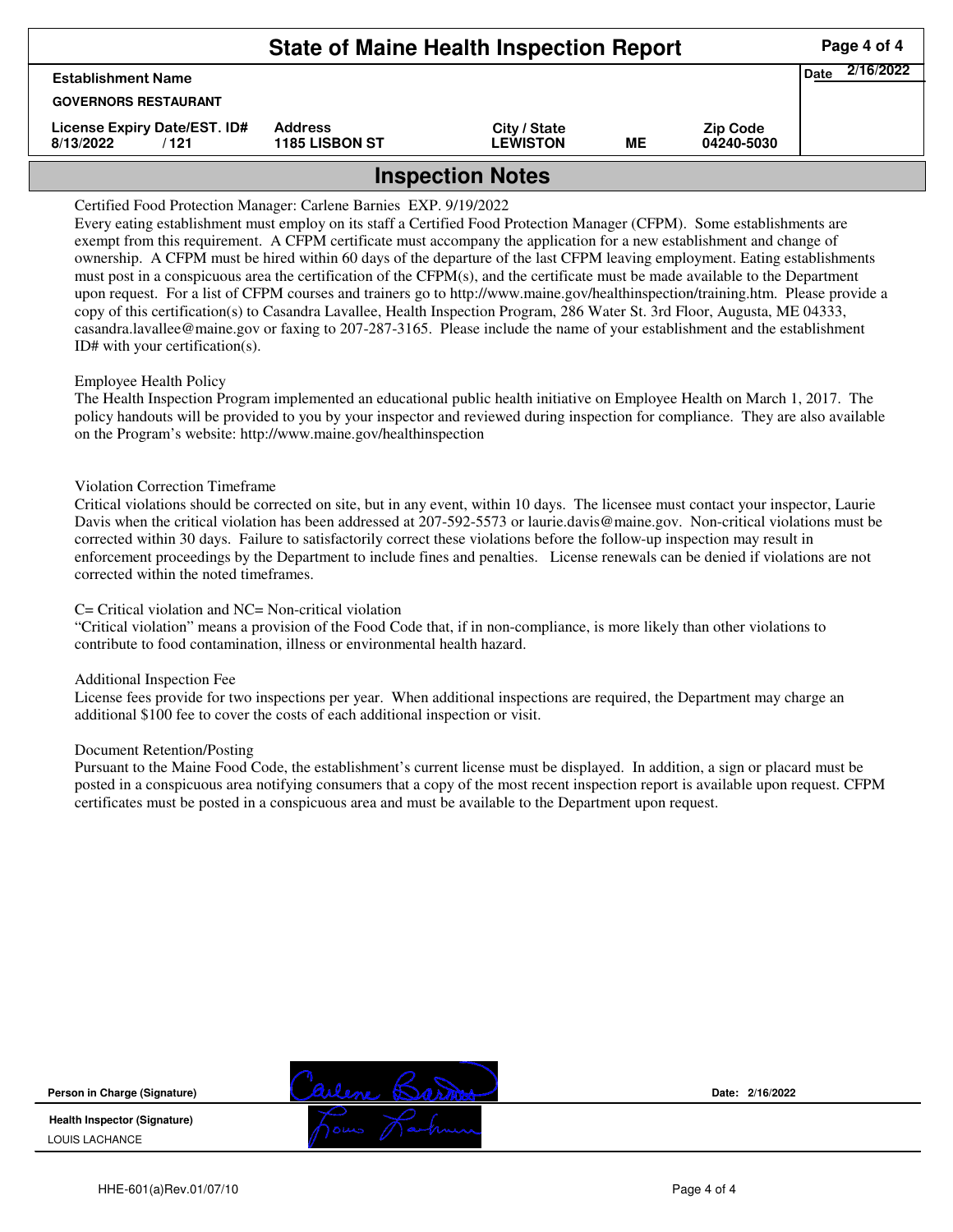# State of Maine Health Inspection Report

| Establishment Name | | | | | Date 2/16/2022 |
|---|---|---|---|---|---|
| GOVERNORS RESTAURANT | | | | | |
| License Expiry Date/EST. ID# | Address | City / State | | Zip Code | |
| 8/13/2022 / 121 | 1185 LISBON ST | LEWISTON | ME | 04240-5030 | |

## Inspection Notes

Certified Food Protection Manager: Carlene Barnies EXP. 9/19/2022

Every eating establishment must employ on its staff a Certified Food Protection Manager (CFPM). Some establishments are exempt from this requirement. A CFPM certificate must accompany the application for a new establishment and change of ownership. A CFPM must be hired within 60 days of the departure of the last CFPM leaving employment. Eating establishments must post in a conspicuous area the certification of the CFPM(s), and the certificate must be made available to the Department upon request. For a list of CFPM courses and trainers go to http://www.maine.gov/healthinspection/training.htm. Please provide a copy of this certification(s) to Casandra Lavallee, Health Inspection Program, 286 Water St. 3rd Floor, Augusta, ME 04333, casandra.lavallee@maine.gov or faxing to 207-287-3165. Please include the name of your establishment and the establishment ID# with your certification(s).

Employee Health Policy

The Health Inspection Program implemented an educational public health initiative on Employee Health on March 1, 2017. The policy handouts will be provided to you by your inspector and reviewed during inspection for compliance. They are also available on the Program's website: http://www.maine.gov/healthinspection

Violation Correction Timeframe

Critical violations should be corrected on site, but in any event, within 10 days. The licensee must contact your inspector, Laurie Davis when the critical violation has been addressed at 207-592-5573 or laurie.davis@maine.gov. Non-critical violations must be corrected within 30 days. Failure to satisfactorily correct these violations before the follow-up inspection may result in enforcement proceedings by the Department to include fines and penalties. License renewals can be denied if violations are not corrected within the noted timeframes.

C= Critical violation and NC= Non-critical violation

"Critical violation" means a provision of the Food Code that, if in non-compliance, is more likely than other violations to contribute to food contamination, illness or environmental health hazard.

Additional Inspection Fee

License fees provide for two inspections per year. When additional inspections are required, the Department may charge an additional $100 fee to cover the costs of each additional inspection or visit.

Document Retention/Posting

Pursuant to the Maine Food Code, the establishment's current license must be displayed. In addition, a sign or placard must be posted in a conspicuous area notifying consumers that a copy of the most recent inspection report is available upon request. CFPM certificates must be posted in a conspicuous area and must be available to the Department upon request.

**Person in Charge (Signature)** Carlene Barnies **Date: 2/16/2022**

**Health Inspector (Signature)**
LOUIS LACHANCE